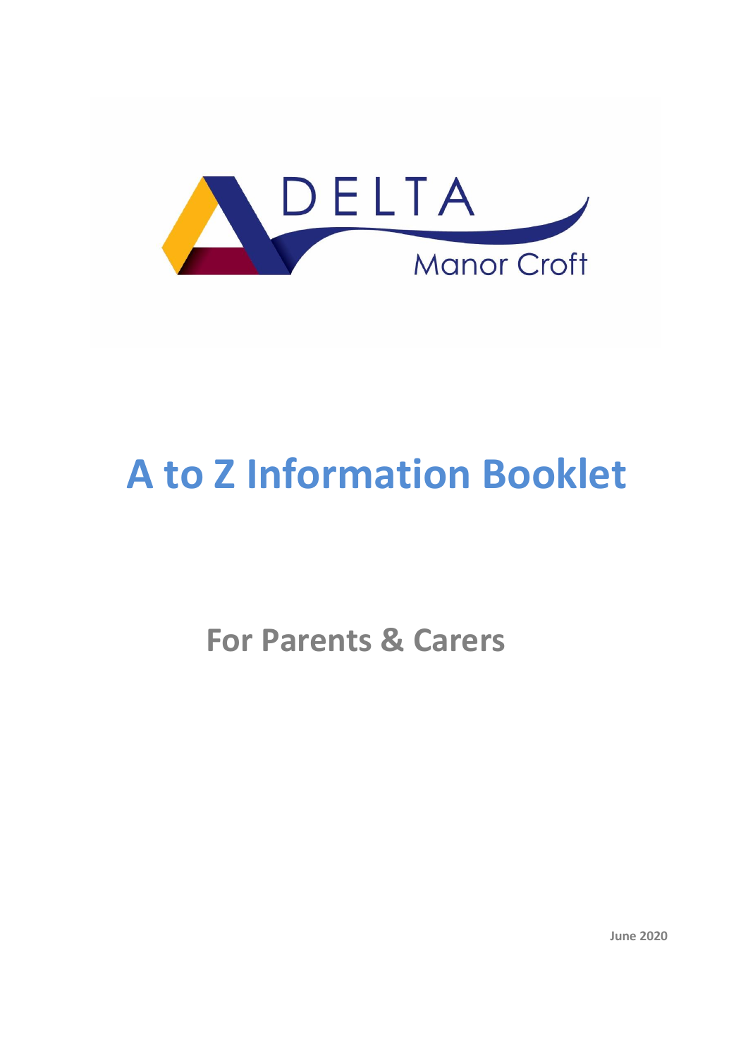DELTA

Manor Croft

# A to Z Information Booklet

## For Parents & Carers

**June 2020**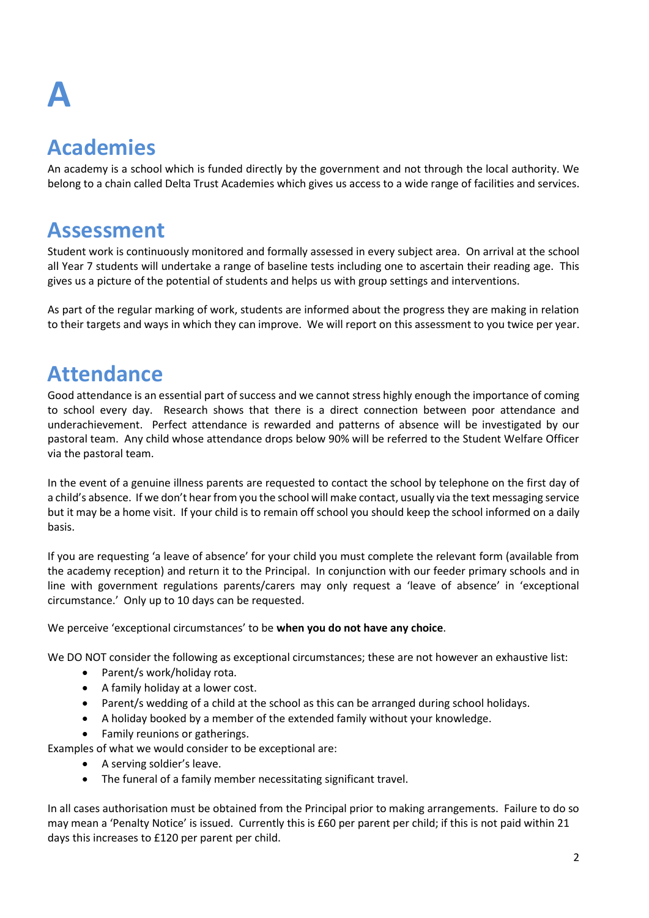# A

## Academies

An academy is a school which is funded directly by the government and not through the local authority. We belong to a chain called Delta Trust Academies which gives us access to a wide range of facilities and services.

## Assessment

Student work is continuously monitored and formally assessed in every subject area. On arrival at the school all Year 7 students will undertake a range of baseline tests including one to ascertain their reading age. This gives us a picture of the potential of students and helps us with group settings and interventions.

As part of the regular marking of work, students are informed about the progress they are making in relation to their targets and ways in which they can improve. We will report on this assessment to you twice per year.

## Attendance

Good attendance is an essential part of success and we cannot stress highly enough the importance of coming to school every day. Research shows that there is a direct connection between poor attendance and underachievement. Perfect attendance is rewarded and patterns of absence will be investigated by our pastoral team. Any child whose attendance drops below 90% will be referred to the Student Welfare Officer via the pastoral team.

In the event of a genuine illness parents are requested to contact the school by telephone on the first day of a child's absence. If we don't hear from you the school will make contact, usually via the text messaging service but it may be a home visit. If your child is to remain off school you should keep the school informed on a daily basis.

If you are requesting 'a leave of absence' for your child you must complete the relevant form (available from the academy reception) and return it to the Principal. In conjunction with our feeder primary schools and in line with government regulations parents/carers may only request a 'leave of absence' in 'exceptional circumstance.' Only up to 10 days can be requested.

We perceive 'exceptional circumstances' to be **when you do not have any choice**.

We DO NOT consider the following as exceptional circumstances; these are not however an exhaustive list:

- Parent/s work/holiday rota.
- A family holiday at a lower cost.
- Parent/s wedding of a child at the school as this can be arranged during school holidays.
- A holiday booked by a member of the extended family without your knowledge.
- Family reunions or gatherings.

Examples of what we would consider to be exceptional are:

- A serving soldier's leave.
- The funeral of a family member necessitating significant travel.

In all cases authorisation must be obtained from the Principal prior to making arrangements. Failure to do so may mean a 'Penalty Notice' is issued. Currently this is £60 per parent per child; if this is not paid within 21 days this increases to £120 per parent per child.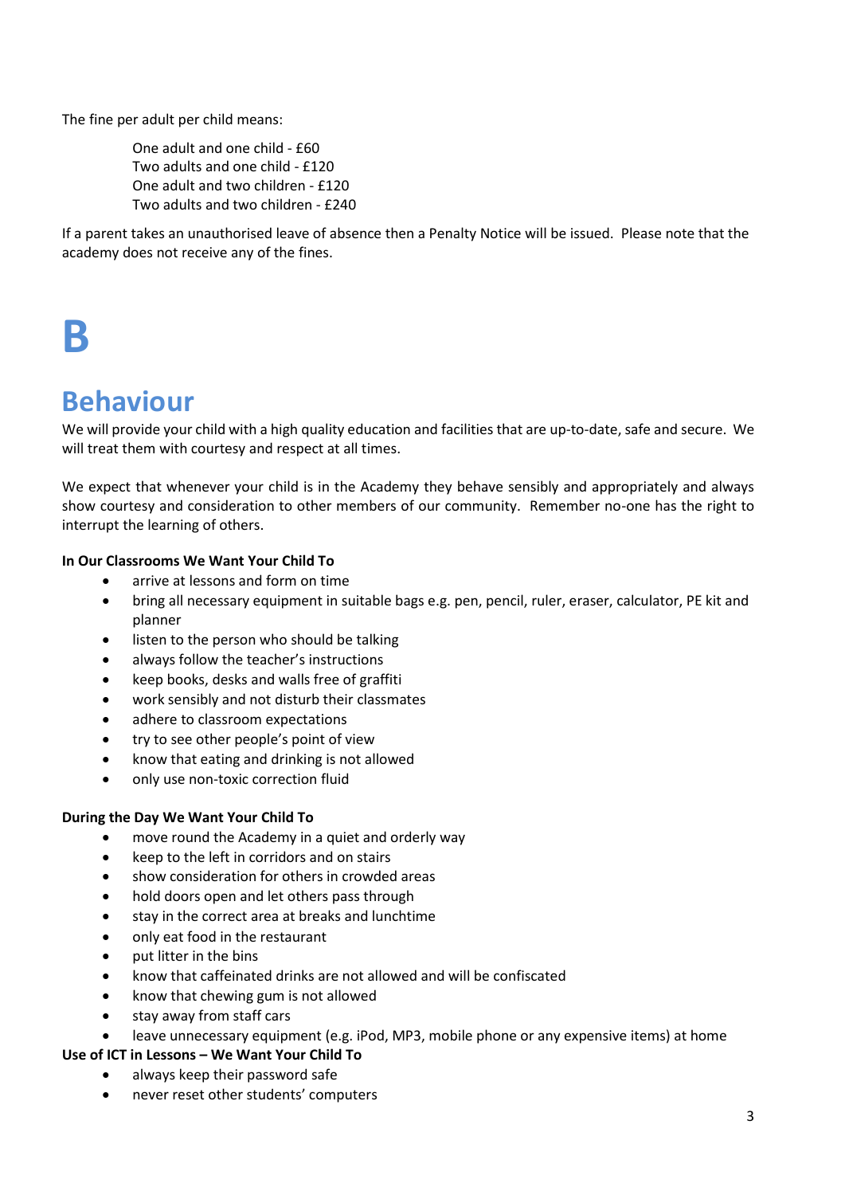The fine per adult per child means:

> One adult and one child - £60
> Two adults and one child - £120
> One adult and two children - £120
> Two adults and two children - £240

If a parent takes an unauthorised leave of absence then a Penalty Notice will be issued. Please note that the academy does not receive any of the fines.

# B

## Behaviour

We will provide your child with a high quality education and facilities that are up-to-date, safe and secure. We will treat them with courtesy and respect at all times.

We expect that whenever your child is in the Academy they behave sensibly and appropriately and always show courtesy and consideration to other members of our community. Remember no-one has the right to interrupt the learning of others.

**In Our Classrooms We Want Your Child To**

- arrive at lessons and form on time
- bring all necessary equipment in suitable bags e.g. pen, pencil, ruler, eraser, calculator, PE kit and planner
- listen to the person who should be talking
- always follow the teacher's instructions
- keep books, desks and walls free of graffiti
- work sensibly and not disturb their classmates
- adhere to classroom expectations
- try to see other people's point of view
- know that eating and drinking is not allowed
- only use non-toxic correction fluid

**During the Day We Want Your Child To**

- move round the Academy in a quiet and orderly way
- keep to the left in corridors and on stairs
- show consideration for others in crowded areas
- hold doors open and let others pass through
- stay in the correct area at breaks and lunchtime
- only eat food in the restaurant
- put litter in the bins
- know that caffeinated drinks are not allowed and will be confiscated
- know that chewing gum is not allowed
- stay away from staff cars
- leave unnecessary equipment (e.g. iPod, MP3, mobile phone or any expensive items) at home

**Use of ICT in Lessons – We Want Your Child To**

- always keep their password safe
- never reset other students' computers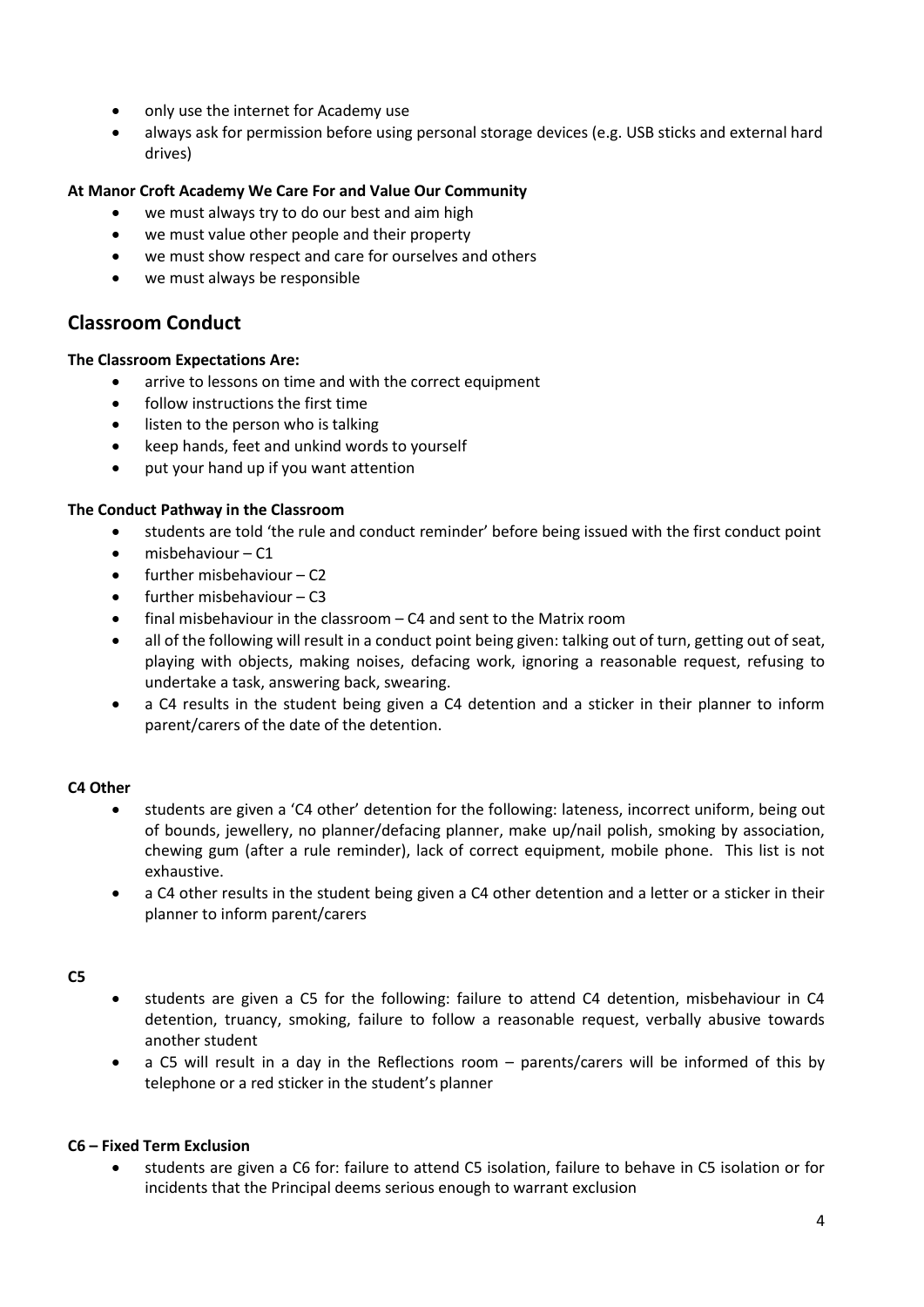- only use the internet for Academy use
- always ask for permission before using personal storage devices (e.g. USB sticks and external hard drives)

**At Manor Croft Academy We Care For and Value Our Community**

- we must always try to do our best and aim high
- we must value other people and their property
- we must show respect and care for ourselves and others
- we must always be responsible

## Classroom Conduct

**The Classroom Expectations Are:**

- arrive to lessons on time and with the correct equipment
- follow instructions the first time
- listen to the person who is talking
- keep hands, feet and unkind words to yourself
- put your hand up if you want attention

**The Conduct Pathway in the Classroom**

- students are told 'the rule and conduct reminder' before being issued with the first conduct point
- misbehaviour – C1
- further misbehaviour – C2
- further misbehaviour – C3
- final misbehaviour in the classroom – C4 and sent to the Matrix room
- all of the following will result in a conduct point being given: talking out of turn, getting out of seat, playing with objects, making noises, defacing work, ignoring a reasonable request, refusing to undertake a task, answering back, swearing.
- a C4 results in the student being given a C4 detention and a sticker in their planner to inform parent/carers of the date of the detention.

**C4 Other**

- students are given a 'C4 other' detention for the following: lateness, incorrect uniform, being out of bounds, jewellery, no planner/defacing planner, make up/nail polish, smoking by association, chewing gum (after a rule reminder), lack of correct equipment, mobile phone. This list is not exhaustive.
- a C4 other results in the student being given a C4 other detention and a letter or a sticker in their planner to inform parent/carers

**C5**

- students are given a C5 for the following: failure to attend C4 detention, misbehaviour in C4 detention, truancy, smoking, failure to follow a reasonable request, verbally abusive towards another student
- a C5 will result in a day in the Reflections room – parents/carers will be informed of this by telephone or a red sticker in the student's planner

**C6 – Fixed Term Exclusion**

- students are given a C6 for: failure to attend C5 isolation, failure to behave in C5 isolation or for incidents that the Principal deems serious enough to warrant exclusion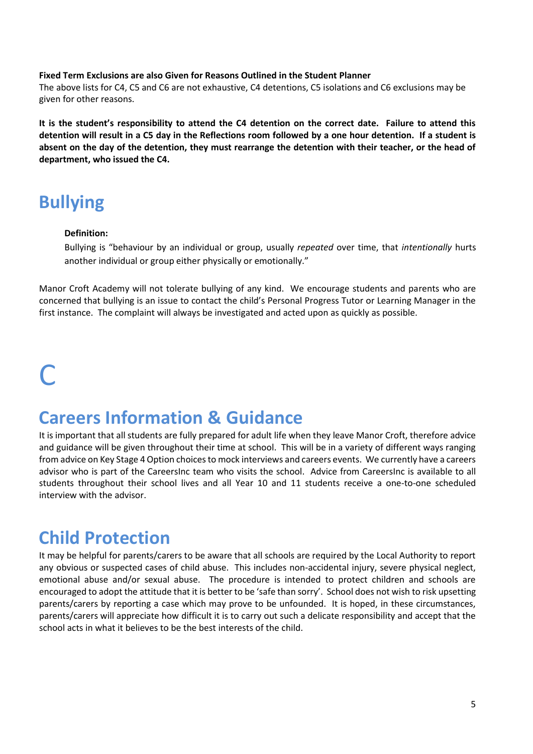**Fixed Term Exclusions are also Given for Reasons Outlined in the Student Planner**

The above lists for C4, C5 and C6 are not exhaustive, C4 detentions, C5 isolations and C6 exclusions may be given for other reasons.

**It is the student's responsibility to attend the C4 detention on the correct date. Failure to attend this detention will result in a C5 day in the Reflections room followed by a one hour detention. If a student is absent on the day of the detention, they must rearrange the detention with their teacher, or the head of department, who issued the C4.**

## Bullying

**Definition:**

Bullying is "behaviour by an individual or group, usually *repeated* over time, that *intentionally* hurts another individual or group either physically or emotionally."

Manor Croft Academy will not tolerate bullying of any kind. We encourage students and parents who are concerned that bullying is an issue to contact the child's Personal Progress Tutor or Learning Manager in the first instance. The complaint will always be investigated and acted upon as quickly as possible.

# C

## Careers Information & Guidance

It is important that all students are fully prepared for adult life when they leave Manor Croft, therefore advice and guidance will be given throughout their time at school. This will be in a variety of different ways ranging from advice on Key Stage 4 Option choices to mock interviews and careers events. We currently have a careers advisor who is part of the CareersInc team who visits the school. Advice from CareersInc is available to all students throughout their school lives and all Year 10 and 11 students receive a one-to-one scheduled interview with the advisor.

## Child Protection

It may be helpful for parents/carers to be aware that all schools are required by the Local Authority to report any obvious or suspected cases of child abuse. This includes non-accidental injury, severe physical neglect, emotional abuse and/or sexual abuse. The procedure is intended to protect children and schools are encouraged to adopt the attitude that it is better to be 'safe than sorry'. School does not wish to risk upsetting parents/carers by reporting a case which may prove to be unfounded. It is hoped, in these circumstances, parents/carers will appreciate how difficult it is to carry out such a delicate responsibility and accept that the school acts in what it believes to be the best interests of the child.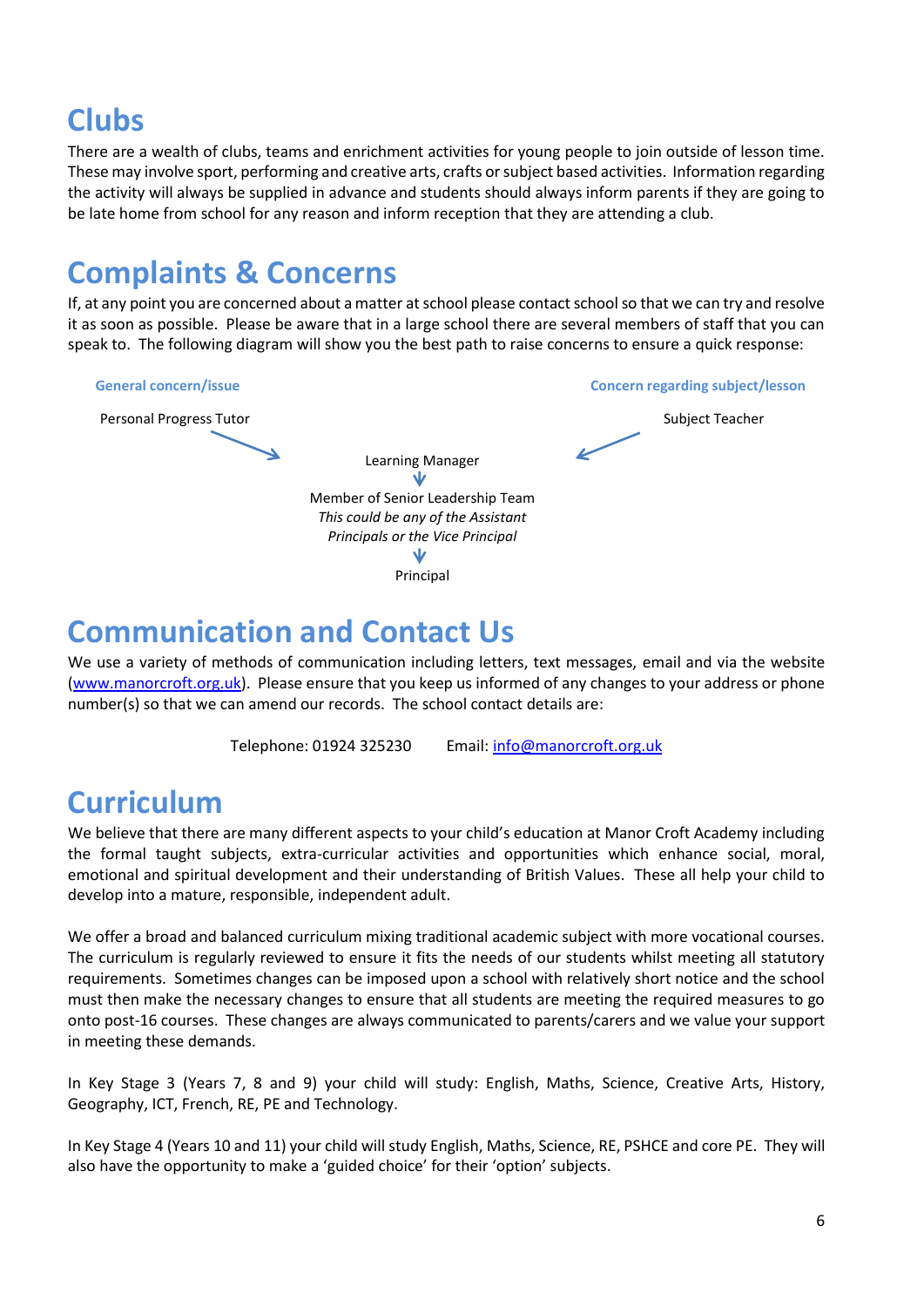# Clubs

There are a wealth of clubs, teams and enrichment activities for young people to join outside of lesson time. These may involve sport, performing and creative arts, crafts or subject based activities. Information regarding the activity will always be supplied in advance and students should always inform parents if they are going to be late home from school for any reason and inform reception that they are attending a club.

# Complaints & Concerns

If, at any point you are concerned about a matter at school please contact school so that we can try and resolve it as soon as possible. Please be aware that in a large school there are several members of staff that you can speak to. The following diagram will show you the best path to raise concerns to ensure a quick response:

**General concern/issue**

Personal Progress Tutor

**Concern regarding subject/lesson**

Subject Teacher

Learning Manager

↓

Member of Senior Leadership Team
*This could be any of the Assistant Principals or the Vice Principal*

↓

Principal

# Communication and Contact Us

We use a variety of methods of communication including letters, text messages, email and via the website (www.manorcroft.org.uk). Please ensure that you keep us informed of any changes to your address or phone number(s) so that we can amend our records. The school contact details are:

Telephone: 01924 325230 Email: info@manorcroft.org.uk

# Curriculum

We believe that there are many different aspects to your child's education at Manor Croft Academy including the formal taught subjects, extra-curricular activities and opportunities which enhance social, moral, emotional and spiritual development and their understanding of British Values. These all help your child to develop into a mature, responsible, independent adult.

We offer a broad and balanced curriculum mixing traditional academic subject with more vocational courses. The curriculum is regularly reviewed to ensure it fits the needs of our students whilst meeting all statutory requirements. Sometimes changes can be imposed upon a school with relatively short notice and the school must then make the necessary changes to ensure that all students are meeting the required measures to go onto post-16 courses. These changes are always communicated to parents/carers and we value your support in meeting these demands.

In Key Stage 3 (Years 7, 8 and 9) your child will study: English, Maths, Science, Creative Arts, History, Geography, ICT, French, RE, PE and Technology.

In Key Stage 4 (Years 10 and 11) your child will study English, Maths, Science, RE, PSHCE and core PE. They will also have the opportunity to make a 'guided choice' for their 'option' subjects.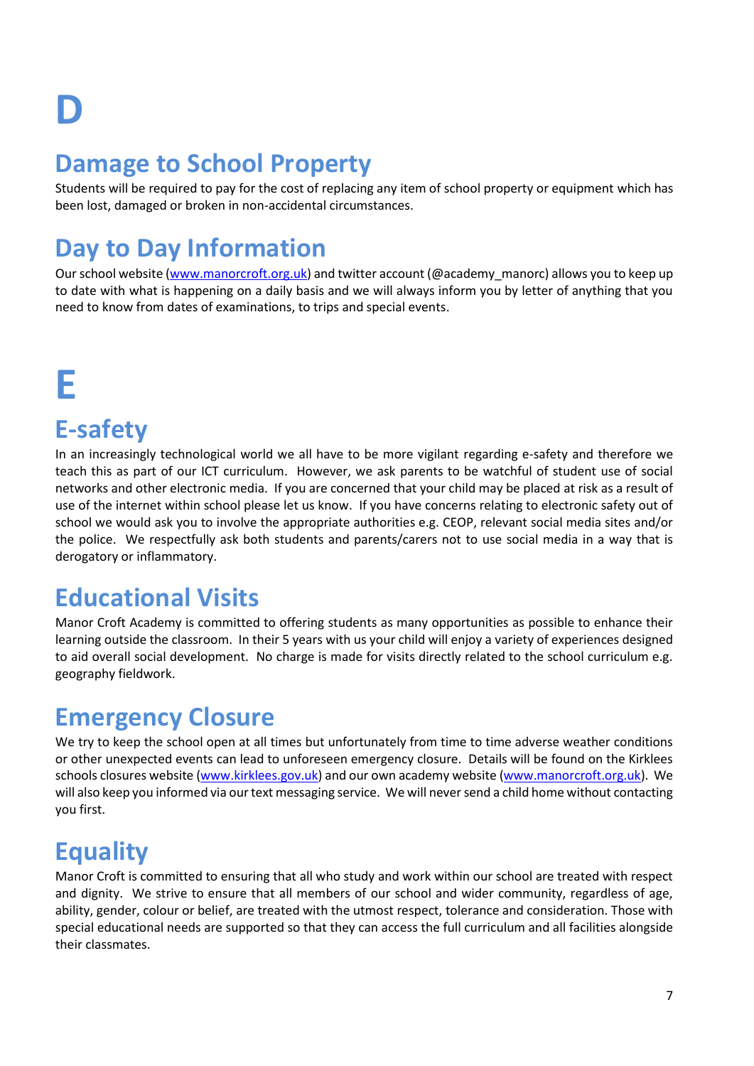# D

## Damage to School Property

Students will be required to pay for the cost of replacing any item of school property or equipment which has been lost, damaged or broken in non-accidental circumstances.

## Day to Day Information

Our school website (www.manorcroft.org.uk) and twitter account (@academy_manorc) allows you to keep up to date with what is happening on a daily basis and we will always inform you by letter of anything that you need to know from dates of examinations, to trips and special events.

# E

## E-safety

In an increasingly technological world we all have to be more vigilant regarding e-safety and therefore we teach this as part of our ICT curriculum. However, we ask parents to be watchful of student use of social networks and other electronic media. If you are concerned that your child may be placed at risk as a result of use of the internet within school please let us know. If you have concerns relating to electronic safety out of school we would ask you to involve the appropriate authorities e.g. CEOP, relevant social media sites and/or the police. We respectfully ask both students and parents/carers not to use social media in a way that is derogatory or inflammatory.

## Educational Visits

Manor Croft Academy is committed to offering students as many opportunities as possible to enhance their learning outside the classroom. In their 5 years with us your child will enjoy a variety of experiences designed to aid overall social development. No charge is made for visits directly related to the school curriculum e.g. geography fieldwork.

## Emergency Closure

We try to keep the school open at all times but unfortunately from time to time adverse weather conditions or other unexpected events can lead to unforeseen emergency closure. Details will be found on the Kirklees schools closures website (www.kirklees.gov.uk) and our own academy website (www.manorcroft.org.uk). We will also keep you informed via our text messaging service. We will never send a child home without contacting you first.

## Equality

Manor Croft is committed to ensuring that all who study and work within our school are treated with respect and dignity. We strive to ensure that all members of our school and wider community, regardless of age, ability, gender, colour or belief, are treated with the utmost respect, tolerance and consideration. Those with special educational needs are supported so that they can access the full curriculum and all facilities alongside their classmates.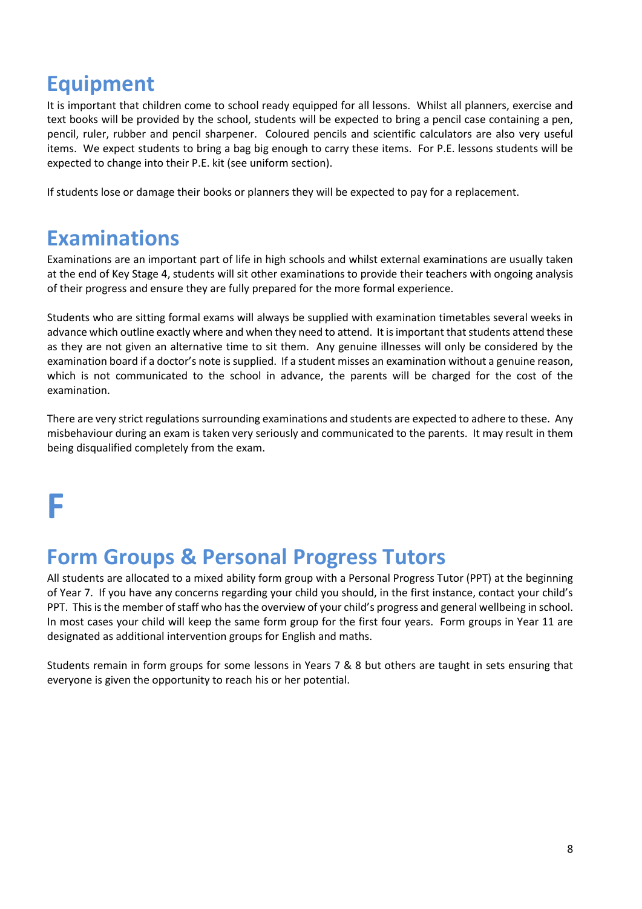## Equipment

It is important that children come to school ready equipped for all lessons. Whilst all planners, exercise and text books will be provided by the school, students will be expected to bring a pencil case containing a pen, pencil, ruler, rubber and pencil sharpener. Coloured pencils and scientific calculators are also very useful items. We expect students to bring a bag big enough to carry these items. For P.E. lessons students will be expected to change into their P.E. kit (see uniform section).

If students lose or damage their books or planners they will be expected to pay for a replacement.

## Examinations

Examinations are an important part of life in high schools and whilst external examinations are usually taken at the end of Key Stage 4, students will sit other examinations to provide their teachers with ongoing analysis of their progress and ensure they are fully prepared for the more formal experience.

Students who are sitting formal exams will always be supplied with examination timetables several weeks in advance which outline exactly where and when they need to attend. It is important that students attend these as they are not given an alternative time to sit them. Any genuine illnesses will only be considered by the examination board if a doctor's note is supplied. If a student misses an examination without a genuine reason, which is not communicated to the school in advance, the parents will be charged for the cost of the examination.

There are very strict regulations surrounding examinations and students are expected to adhere to these. Any misbehaviour during an exam is taken very seriously and communicated to the parents. It may result in them being disqualified completely from the exam.

# F

## Form Groups & Personal Progress Tutors

All students are allocated to a mixed ability form group with a Personal Progress Tutor (PPT) at the beginning of Year 7. If you have any concerns regarding your child you should, in the first instance, contact your child's PPT. This is the member of staff who has the overview of your child's progress and general wellbeing in school. In most cases your child will keep the same form group for the first four years. Form groups in Year 11 are designated as additional intervention groups for English and maths.

Students remain in form groups for some lessons in Years 7 & 8 but others are taught in sets ensuring that everyone is given the opportunity to reach his or her potential.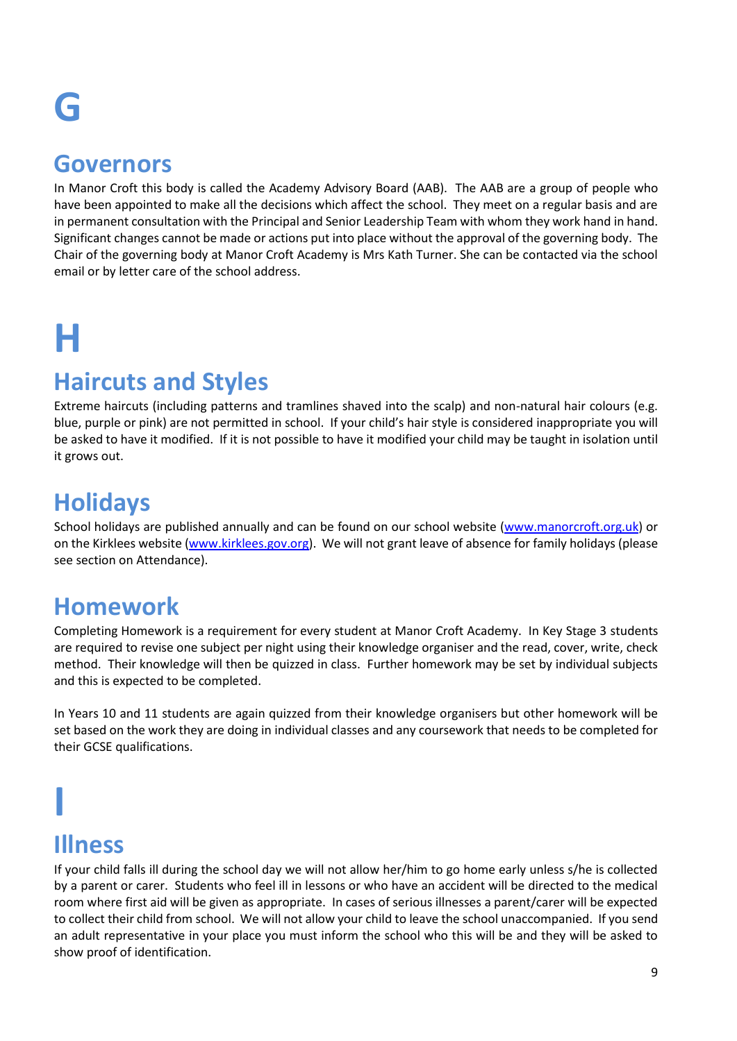# G

## Governors

In Manor Croft this body is called the Academy Advisory Board (AAB). The AAB are a group of people who have been appointed to make all the decisions which affect the school. They meet on a regular basis and are in permanent consultation with the Principal and Senior Leadership Team with whom they work hand in hand. Significant changes cannot be made or actions put into place without the approval of the governing body. The Chair of the governing body at Manor Croft Academy is Mrs Kath Turner. She can be contacted via the school email or by letter care of the school address.

# H

## Haircuts and Styles

Extreme haircuts (including patterns and tramlines shaved into the scalp) and non-natural hair colours (e.g. blue, purple or pink) are not permitted in school. If your child's hair style is considered inappropriate you will be asked to have it modified. If it is not possible to have it modified your child may be taught in isolation until it grows out.

## Holidays

School holidays are published annually and can be found on our school website (www.manorcroft.org.uk) or on the Kirklees website (www.kirklees.gov.org). We will not grant leave of absence for family holidays (please see section on Attendance).

## Homework

Completing Homework is a requirement for every student at Manor Croft Academy. In Key Stage 3 students are required to revise one subject per night using their knowledge organiser and the read, cover, write, check method. Their knowledge will then be quizzed in class. Further homework may be set by individual subjects and this is expected to be completed.

In Years 10 and 11 students are again quizzed from their knowledge organisers but other homework will be set based on the work they are doing in individual classes and any coursework that needs to be completed for their GCSE qualifications.

# I

## Illness

If your child falls ill during the school day we will not allow her/him to go home early unless s/he is collected by a parent or carer. Students who feel ill in lessons or who have an accident will be directed to the medical room where first aid will be given as appropriate. In cases of serious illnesses a parent/carer will be expected to collect their child from school. We will not allow your child to leave the school unaccompanied. If you send an adult representative in your place you must inform the school who this will be and they will be asked to show proof of identification.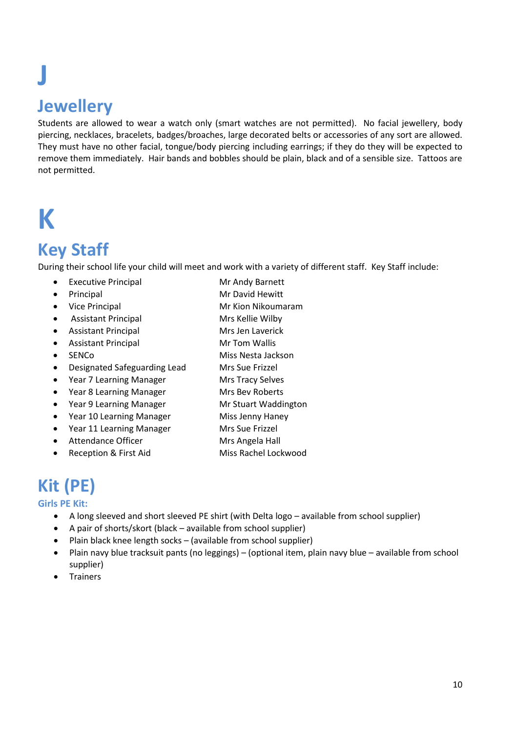# J

## Jewellery

Students are allowed to wear a watch only (smart watches are not permitted). No facial jewellery, body piercing, necklaces, bracelets, badges/broaches, large decorated belts or accessories of any sort are allowed. They must have no other facial, tongue/body piercing including earrings; if they do they will be expected to remove them immediately. Hair bands and bobbles should be plain, black and of a sensible size. Tattoos are not permitted.

# K

## Key Staff

During their school life your child will meet and work with a variety of different staff. Key Staff include:

- Executive Principal — Mr Andy Barnett
- Principal — Mr David Hewitt
- Vice Principal — Mr Kion Nikoumaram
- Assistant Principal — Mrs Kellie Wilby
- Assistant Principal — Mrs Jen Laverick
- Assistant Principal — Mr Tom Wallis
- SENCo — Miss Nesta Jackson
- Designated Safeguarding Lead — Mrs Sue Frizzel
- Year 7 Learning Manager — Mrs Tracy Selves
- Year 8 Learning Manager — Mrs Bev Roberts
- Year 9 Learning Manager — Mr Stuart Waddington
- Year 10 Learning Manager — Miss Jenny Haney
- Year 11 Learning Manager — Mrs Sue Frizzel
- Attendance Officer — Mrs Angela Hall
- Reception & First Aid — Miss Rachel Lockwood

## Kit (PE)

### Girls PE Kit:

- A long sleeved and short sleeved PE shirt (with Delta logo – available from school supplier)
- A pair of shorts/skort (black – available from school supplier)
- Plain black knee length socks – (available from school supplier)
- Plain navy blue tracksuit pants (no leggings) – (optional item, plain navy blue – available from school supplier)
- Trainers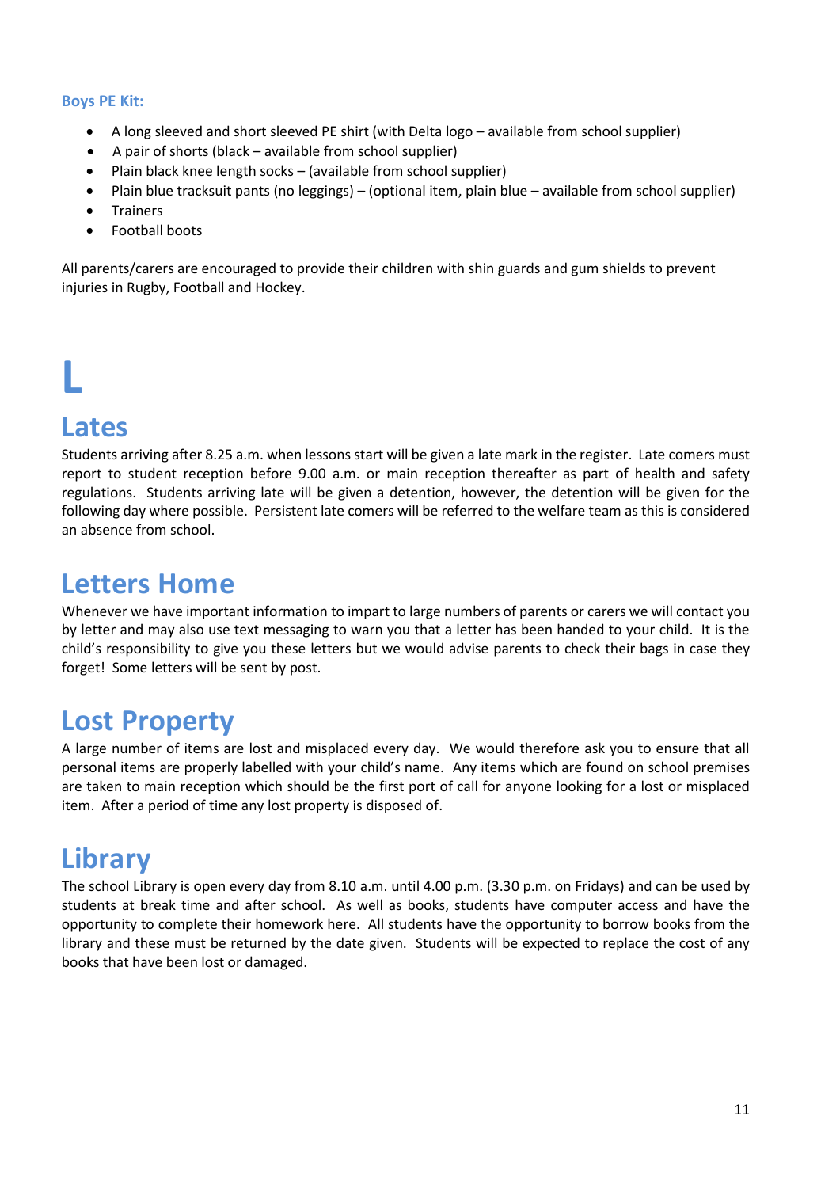**Boys PE Kit:**

- A long sleeved and short sleeved PE shirt (with Delta logo – available from school supplier)
- A pair of shorts (black – available from school supplier)
- Plain black knee length socks – (available from school supplier)
- Plain blue tracksuit pants (no leggings) – (optional item, plain blue – available from school supplier)
- Trainers
- Football boots

All parents/carers are encouraged to provide their children with shin guards and gum shields to prevent injuries in Rugby, Football and Hockey.

# L

## Lates

Students arriving after 8.25 a.m. when lessons start will be given a late mark in the register. Late comers must report to student reception before 9.00 a.m. or main reception thereafter as part of health and safety regulations. Students arriving late will be given a detention, however, the detention will be given for the following day where possible. Persistent late comers will be referred to the welfare team as this is considered an absence from school.

## Letters Home

Whenever we have important information to impart to large numbers of parents or carers we will contact you by letter and may also use text messaging to warn you that a letter has been handed to your child. It is the child's responsibility to give you these letters but we would advise parents to check their bags in case they forget! Some letters will be sent by post.

## Lost Property

A large number of items are lost and misplaced every day. We would therefore ask you to ensure that all personal items are properly labelled with your child's name. Any items which are found on school premises are taken to main reception which should be the first port of call for anyone looking for a lost or misplaced item. After a period of time any lost property is disposed of.

## Library

The school Library is open every day from 8.10 a.m. until 4.00 p.m. (3.30 p.m. on Fridays) and can be used by students at break time and after school. As well as books, students have computer access and have the opportunity to complete their homework here. All students have the opportunity to borrow books from the library and these must be returned by the date given. Students will be expected to replace the cost of any books that have been lost or damaged.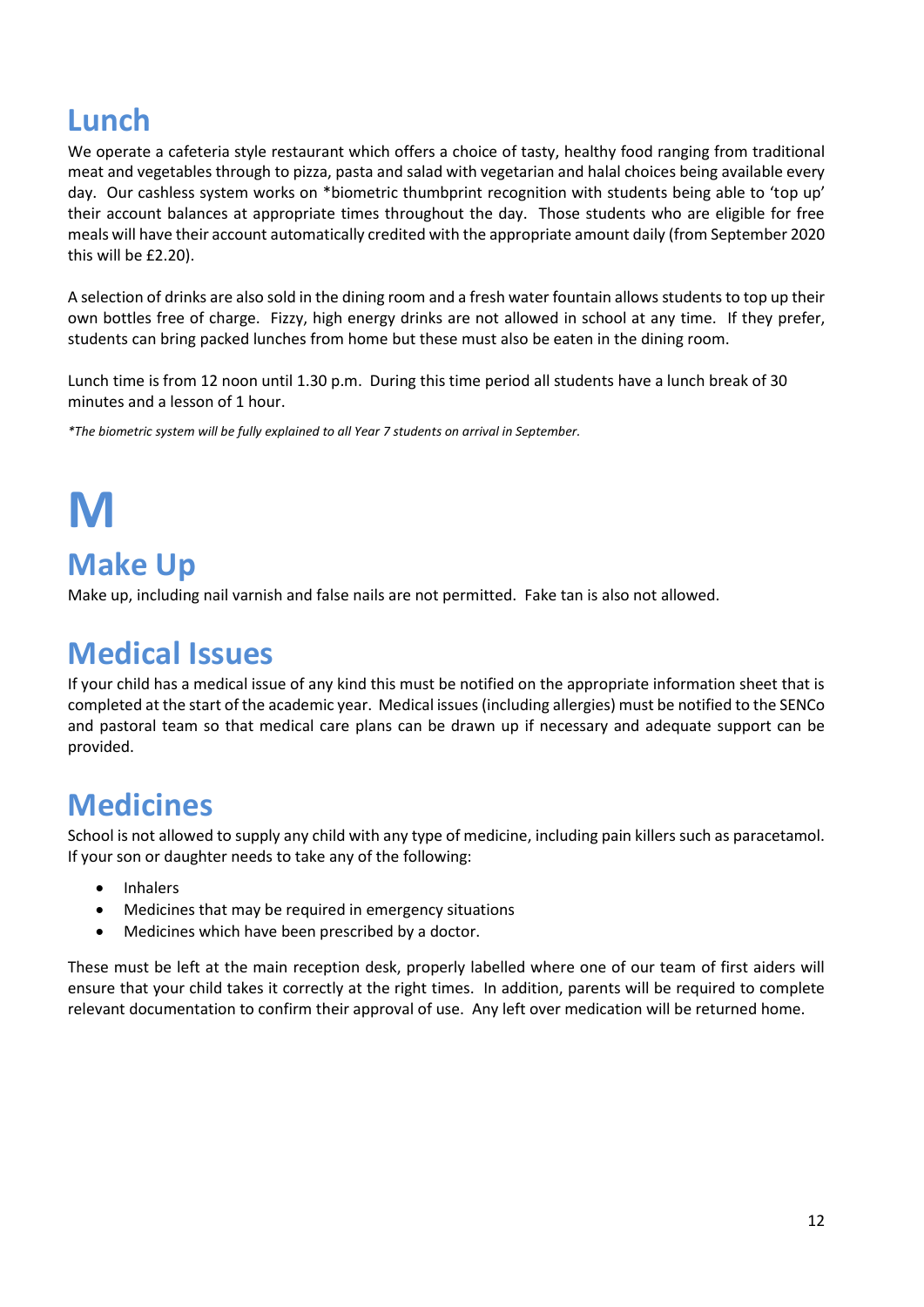## Lunch

We operate a cafeteria style restaurant which offers a choice of tasty, healthy food ranging from traditional meat and vegetables through to pizza, pasta and salad with vegetarian and halal choices being available every day. Our cashless system works on *biometric thumbprint recognition with students being able to 'top up' their account balances at appropriate times throughout the day. Those students who are eligible for free meals will have their account automatically credited with the appropriate amount daily (from September 2020 this will be £2.20).

A selection of drinks are also sold in the dining room and a fresh water fountain allows students to top up their own bottles free of charge. Fizzy, high energy drinks are not allowed in school at any time. If they prefer, students can bring packed lunches from home but these must also be eaten in the dining room.

Lunch time is from 12 noon until 1.30 p.m. During this time period all students have a lunch break of 30 minutes and a lesson of 1 hour.

*\*The biometric system will be fully explained to all Year 7 students on arrival in September.*

# M

## Make Up

Make up, including nail varnish and false nails are not permitted. Fake tan is also not allowed.

## Medical Issues

If your child has a medical issue of any kind this must be notified on the appropriate information sheet that is completed at the start of the academic year. Medical issues (including allergies) must be notified to the SENCo and pastoral team so that medical care plans can be drawn up if necessary and adequate support can be provided.

## Medicines

School is not allowed to supply any child with any type of medicine, including pain killers such as paracetamol. If your son or daughter needs to take any of the following:

- Inhalers
- Medicines that may be required in emergency situations
- Medicines which have been prescribed by a doctor.

These must be left at the main reception desk, properly labelled where one of our team of first aiders will ensure that your child takes it correctly at the right times. In addition, parents will be required to complete relevant documentation to confirm their approval of use. Any left over medication will be returned home.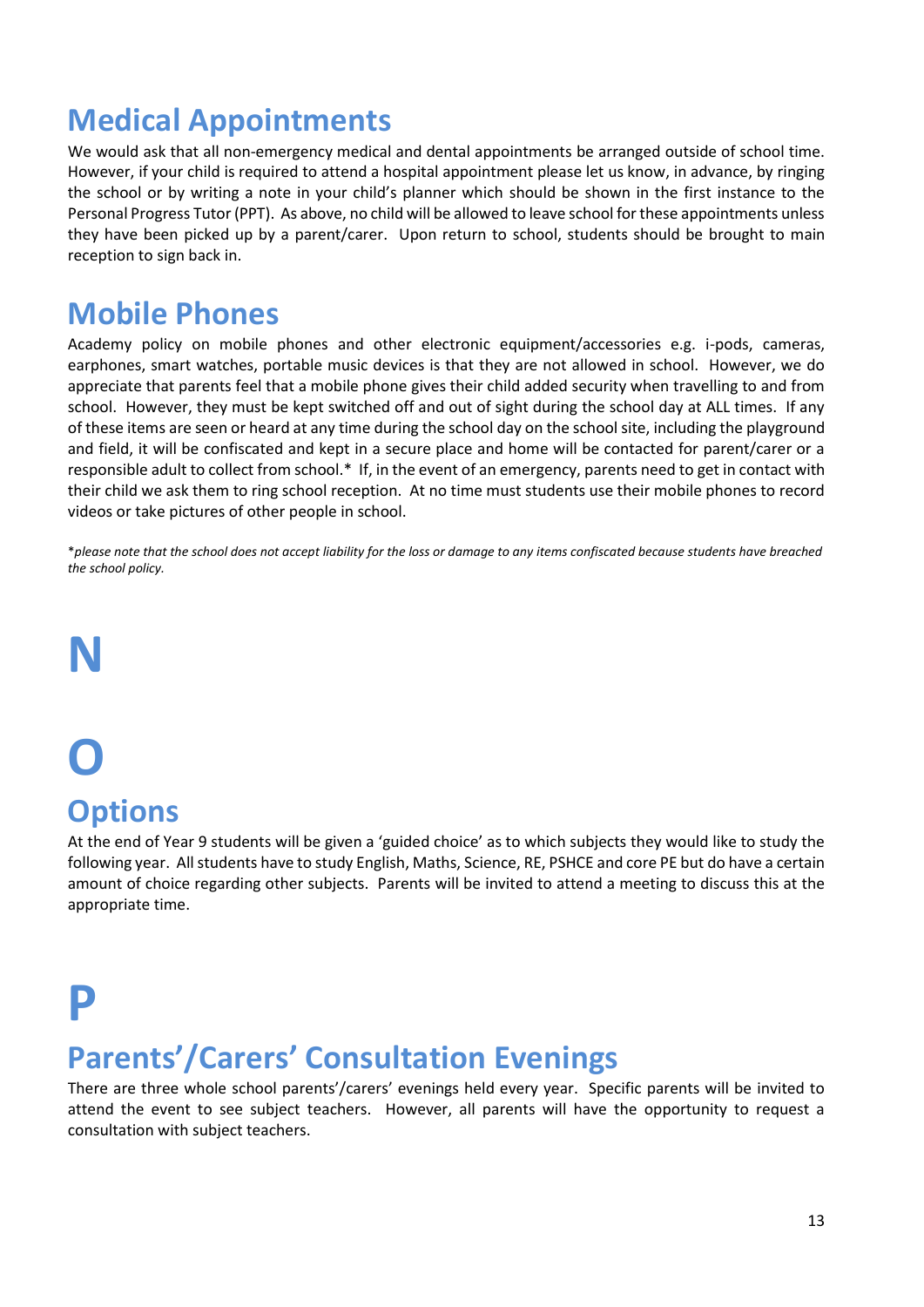## Medical Appointments

We would ask that all non-emergency medical and dental appointments be arranged outside of school time. However, if your child is required to attend a hospital appointment please let us know, in advance, by ringing the school or by writing a note in your child's planner which should be shown in the first instance to the Personal Progress Tutor (PPT). As above, no child will be allowed to leave school for these appointments unless they have been picked up by a parent/carer. Upon return to school, students should be brought to main reception to sign back in.

## Mobile Phones

Academy policy on mobile phones and other electronic equipment/accessories e.g. i-pods, cameras, earphones, smart watches, portable music devices is that they are not allowed in school. However, we do appreciate that parents feel that a mobile phone gives their child added security when travelling to and from school. However, they must be kept switched off and out of sight during the school day at ALL times. If any of these items are seen or heard at any time during the school day on the school site, including the playground and field, it will be confiscated and kept in a secure place and home will be contacted for parent/carer or a responsible adult to collect from school.* If, in the event of an emergency, parents need to get in contact with their child we ask them to ring school reception. At no time must students use their mobile phones to record videos or take pictures of other people in school.

**please note that the school does not accept liability for the loss or damage to any items confiscated because students have breached the school policy.*

# N

# O

## Options

At the end of Year 9 students will be given a 'guided choice' as to which subjects they would like to study the following year. All students have to study English, Maths, Science, RE, PSHCE and core PE but do have a certain amount of choice regarding other subjects. Parents will be invited to attend a meeting to discuss this at the appropriate time.

# P

## Parents'/Carers' Consultation Evenings

There are three whole school parents'/carers' evenings held every year. Specific parents will be invited to attend the event to see subject teachers. However, all parents will have the opportunity to request a consultation with subject teachers.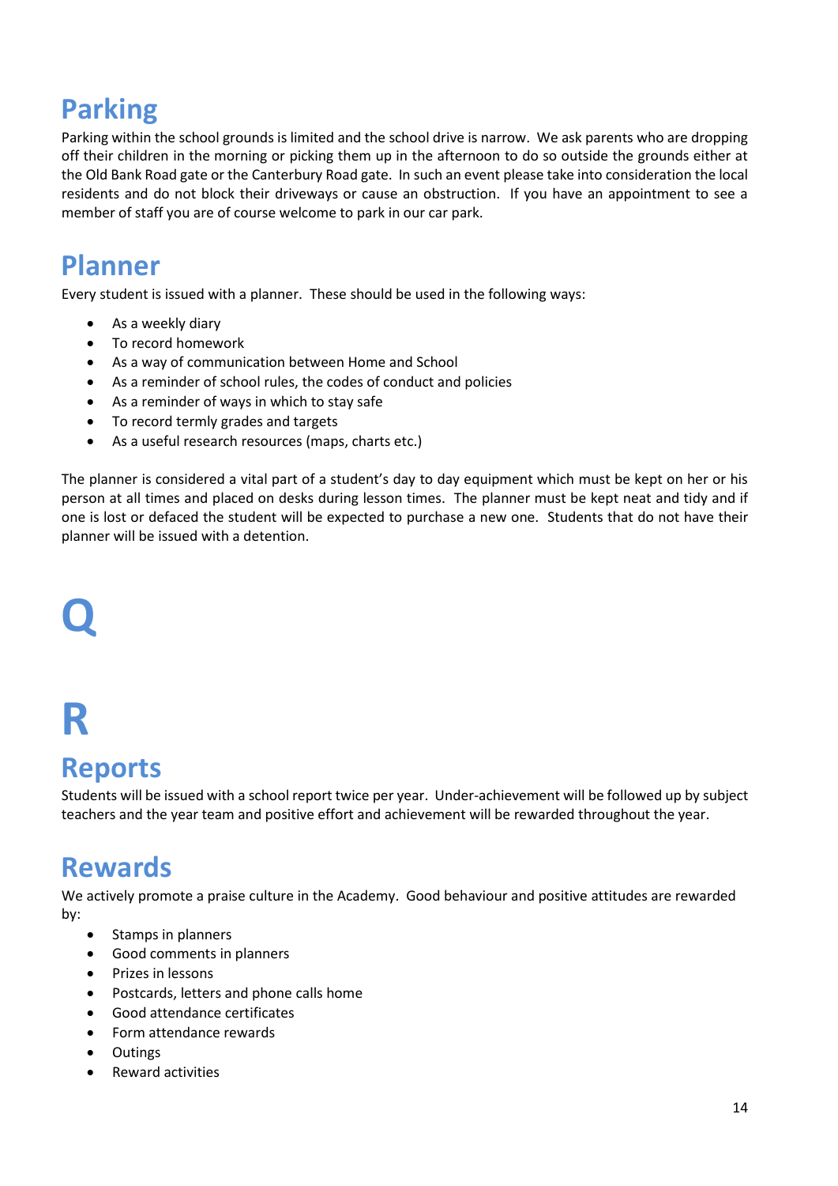## Parking

Parking within the school grounds is limited and the school drive is narrow. We ask parents who are dropping off their children in the morning or picking them up in the afternoon to do so outside the grounds either at the Old Bank Road gate or the Canterbury Road gate. In such an event please take into consideration the local residents and do not block their driveways or cause an obstruction. If you have an appointment to see a member of staff you are of course welcome to park in our car park.

## Planner

Every student is issued with a planner. These should be used in the following ways:

- As a weekly diary
- To record homework
- As a way of communication between Home and School
- As a reminder of school rules, the codes of conduct and policies
- As a reminder of ways in which to stay safe
- To record termly grades and targets
- As a useful research resources (maps, charts etc.)

The planner is considered a vital part of a student's day to day equipment which must be kept on her or his person at all times and placed on desks during lesson times. The planner must be kept neat and tidy and if one is lost or defaced the student will be expected to purchase a new one. Students that do not have their planner will be issued with a detention.

# Q

# R

## Reports

Students will be issued with a school report twice per year. Under-achievement will be followed up by subject teachers and the year team and positive effort and achievement will be rewarded throughout the year.

## Rewards

We actively promote a praise culture in the Academy. Good behaviour and positive attitudes are rewarded by:

- Stamps in planners
- Good comments in planners
- Prizes in lessons
- Postcards, letters and phone calls home
- Good attendance certificates
- Form attendance rewards
- Outings
- Reward activities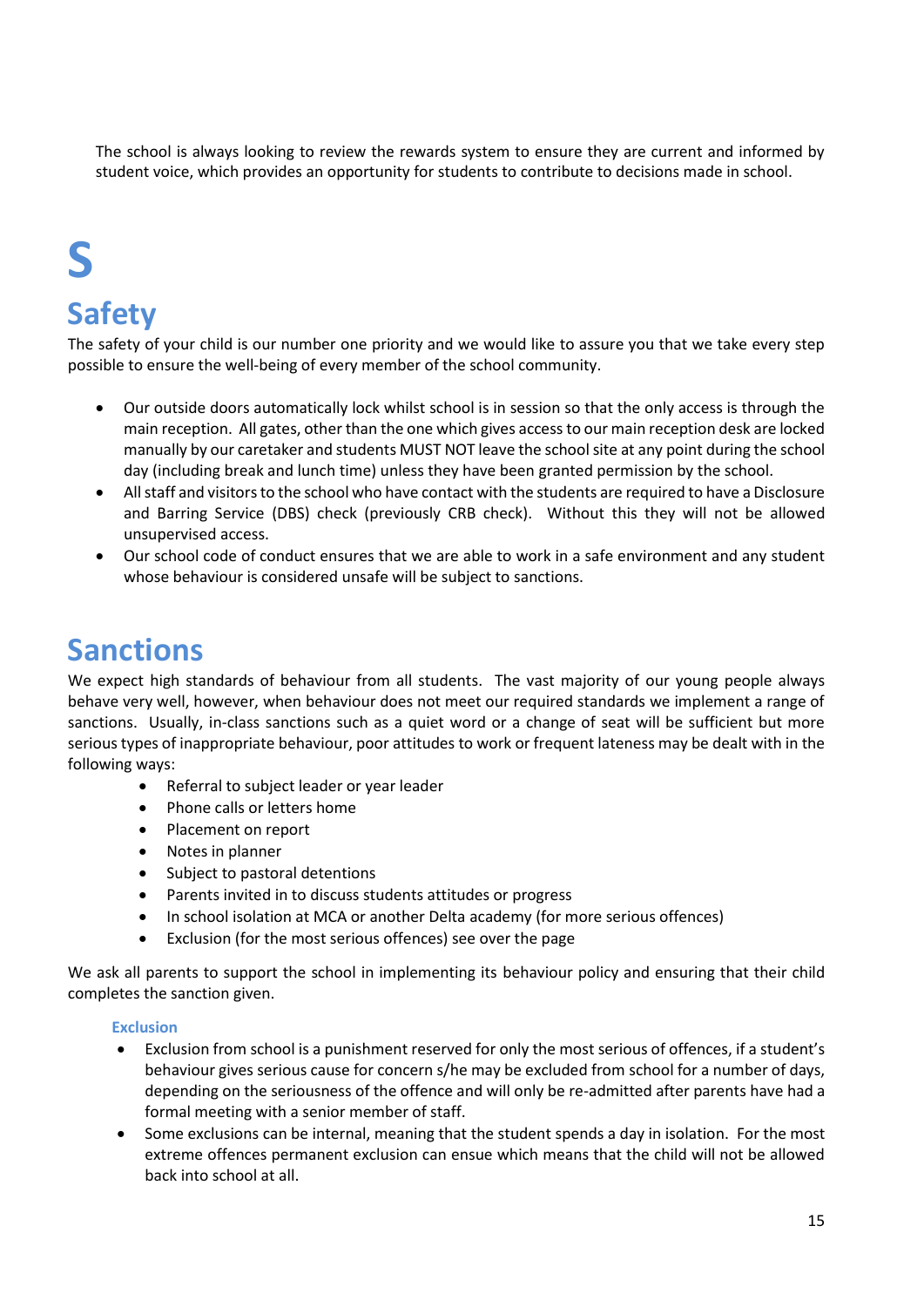The school is always looking to review the rewards system to ensure they are current and informed by student voice, which provides an opportunity for students to contribute to decisions made in school.

# S

## Safety

The safety of your child is our number one priority and we would like to assure you that we take every step possible to ensure the well-being of every member of the school community.

- Our outside doors automatically lock whilst school is in session so that the only access is through the main reception. All gates, other than the one which gives access to our main reception desk are locked manually by our caretaker and students MUST NOT leave the school site at any point during the school day (including break and lunch time) unless they have been granted permission by the school.
- All staff and visitors to the school who have contact with the students are required to have a Disclosure and Barring Service (DBS) check (previously CRB check). Without this they will not be allowed unsupervised access.
- Our school code of conduct ensures that we are able to work in a safe environment and any student whose behaviour is considered unsafe will be subject to sanctions.

## Sanctions

We expect high standards of behaviour from all students. The vast majority of our young people always behave very well, however, when behaviour does not meet our required standards we implement a range of sanctions. Usually, in-class sanctions such as a quiet word or a change of seat will be sufficient but more serious types of inappropriate behaviour, poor attitudes to work or frequent lateness may be dealt with in the following ways:

- Referral to subject leader or year leader
- Phone calls or letters home
- Placement on report
- Notes in planner
- Subject to pastoral detentions
- Parents invited in to discuss students attitudes or progress
- In school isolation at MCA or another Delta academy (for more serious offences)
- Exclusion (for the most serious offences) see over the page

We ask all parents to support the school in implementing its behaviour policy and ensuring that their child completes the sanction given.

### Exclusion

- Exclusion from school is a punishment reserved for only the most serious of offences, if a student's behaviour gives serious cause for concern s/he may be excluded from school for a number of days, depending on the seriousness of the offence and will only be re-admitted after parents have had a formal meeting with a senior member of staff.
- Some exclusions can be internal, meaning that the student spends a day in isolation. For the most extreme offences permanent exclusion can ensue which means that the child will not be allowed back into school at all.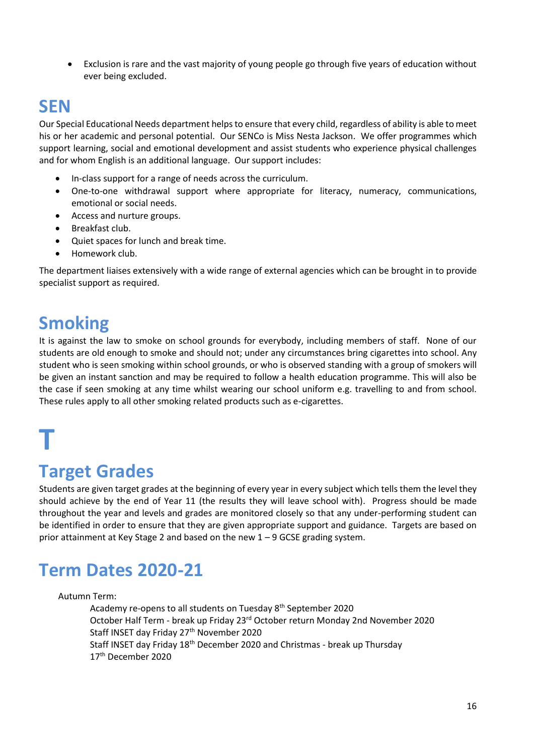- Exclusion is rare and the vast majority of young people go through five years of education without ever being excluded.

## SEN

Our Special Educational Needs department helps to ensure that every child, regardless of ability is able to meet his or her academic and personal potential. Our SENCo is Miss Nesta Jackson. We offer programmes which support learning, social and emotional development and assist students who experience physical challenges and for whom English is an additional language. Our support includes:

- In-class support for a range of needs across the curriculum.
- One-to-one withdrawal support where appropriate for literacy, numeracy, communications, emotional or social needs.
- Access and nurture groups.
- Breakfast club.
- Quiet spaces for lunch and break time.
- Homework club.

The department liaises extensively with a wide range of external agencies which can be brought in to provide specialist support as required.

## Smoking

It is against the law to smoke on school grounds for everybody, including members of staff. None of our students are old enough to smoke and should not; under any circumstances bring cigarettes into school. Any student who is seen smoking within school grounds, or who is observed standing with a group of smokers will be given an instant sanction and may be required to follow a health education programme. This will also be the case if seen smoking at any time whilst wearing our school uniform e.g. travelling to and from school. These rules apply to all other smoking related products such as e-cigarettes.

# T

## Target Grades

Students are given target grades at the beginning of every year in every subject which tells them the level they should achieve by the end of Year 11 (the results they will leave school with). Progress should be made throughout the year and levels and grades are monitored closely so that any under-performing student can be identified in order to ensure that they are given appropriate support and guidance. Targets are based on prior attainment at Key Stage 2 and based on the new 1 – 9 GCSE grading system.

## Term Dates 2020-21

Autumn Term:

Academy re-opens to all students on Tuesday 8th September 2020
October Half Term - break up Friday 23rd October return Monday 2nd November 2020
Staff INSET day Friday 27th November 2020
Staff INSET day Friday 18th December 2020 and Christmas - break up Thursday 17th December 2020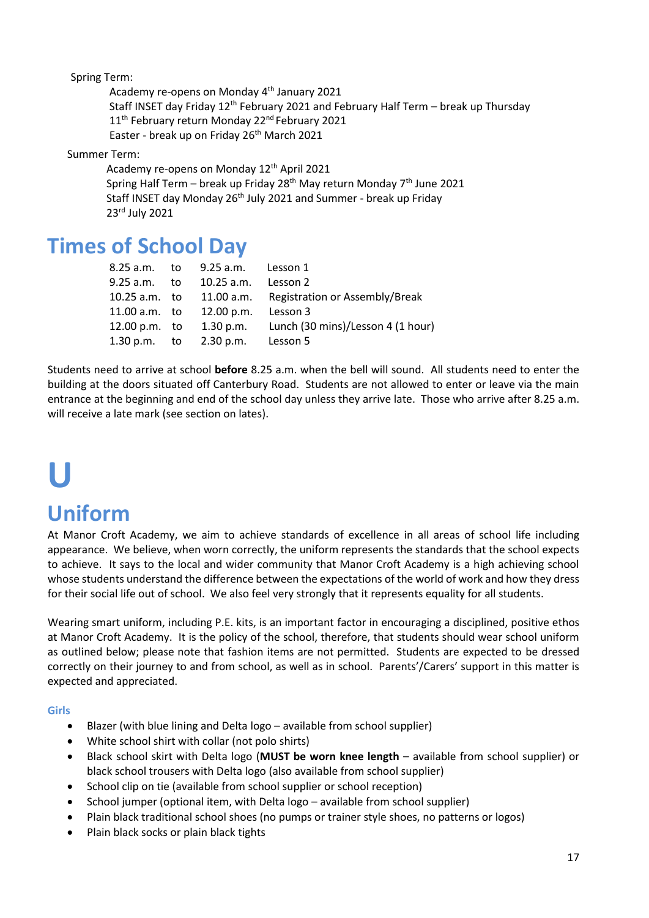Spring Term:

Academy re-opens on Monday 4th January 2021
Staff INSET day Friday 12th February 2021 and February Half Term – break up Thursday 11th February return Monday 22nd February 2021
Easter - break up on Friday 26th March 2021

Summer Term:

Academy re-opens on Monday 12th April 2021
Spring Half Term – break up Friday 28th May return Monday 7th June 2021
Staff INSET day Monday 26th July 2021 and Summer - break up Friday 23rd July 2021

## Times of School Day

| | | | |
|---|---|---|---|
| 8.25 a.m. | to | 9.25 a.m. | Lesson 1 |
| 9.25 a.m. | to | 10.25 a.m. | Lesson 2 |
| 10.25 a.m. | to | 11.00 a.m. | Registration or Assembly/Break |
| 11.00 a.m. | to | 12.00 p.m. | Lesson 3 |
| 12.00 p.m. | to | 1.30 p.m. | Lunch (30 mins)/Lesson 4 (1 hour) |
| 1.30 p.m. | to | 2.30 p.m. | Lesson 5 |

Students need to arrive at school **before** 8.25 a.m. when the bell will sound. All students need to enter the building at the doors situated off Canterbury Road. Students are not allowed to enter or leave via the main entrance at the beginning and end of the school day unless they arrive late. Those who arrive after 8.25 a.m. will receive a late mark (see section on lates).

# U

## Uniform

At Manor Croft Academy, we aim to achieve standards of excellence in all areas of school life including appearance. We believe, when worn correctly, the uniform represents the standards that the school expects to achieve. It says to the local and wider community that Manor Croft Academy is a high achieving school whose students understand the difference between the expectations of the world of work and how they dress for their social life out of school. We also feel very strongly that it represents equality for all students.

Wearing smart uniform, including P.E. kits, is an important factor in encouraging a disciplined, positive ethos at Manor Croft Academy. It is the policy of the school, therefore, that students should wear school uniform as outlined below; please note that fashion items are not permitted. Students are expected to be dressed correctly on their journey to and from school, as well as in school. Parents'/Carers' support in this matter is expected and appreciated.

### Girls

- Blazer (with blue lining and Delta logo – available from school supplier)
- White school shirt with collar (not polo shirts)
- Black school skirt with Delta logo (**MUST be worn knee length** – available from school supplier) or black school trousers with Delta logo (also available from school supplier)
- School clip on tie (available from school supplier or school reception)
- School jumper (optional item, with Delta logo – available from school supplier)
- Plain black traditional school shoes (no pumps or trainer style shoes, no patterns or logos)
- Plain black socks or plain black tights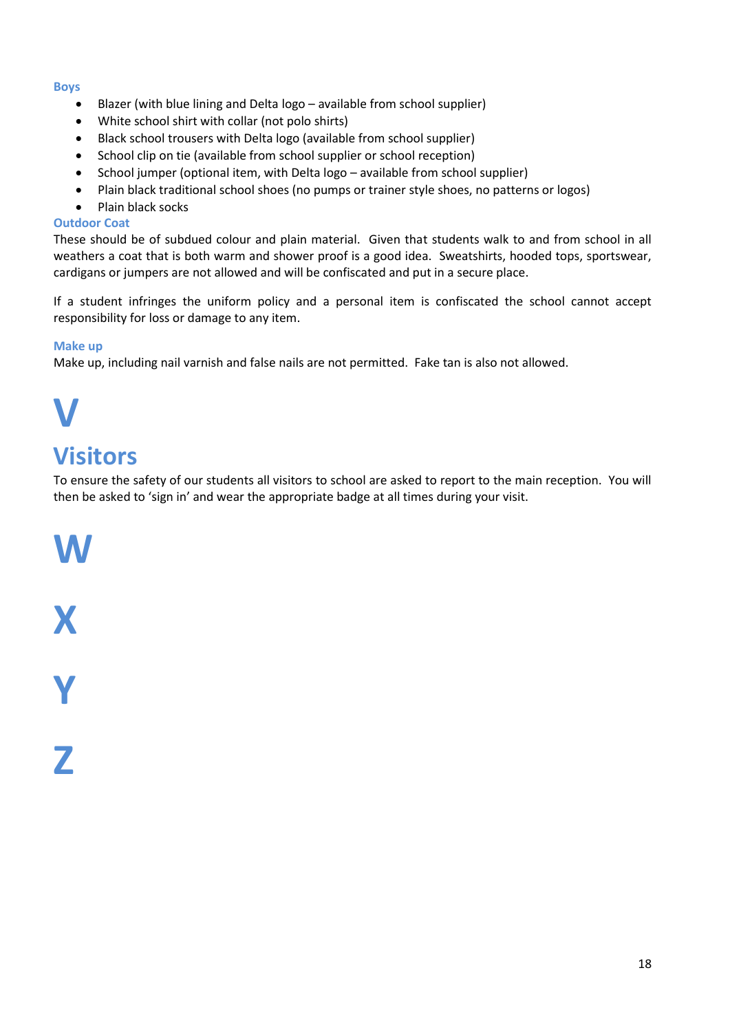### Boys

- Blazer (with blue lining and Delta logo – available from school supplier)
- White school shirt with collar (not polo shirts)
- Black school trousers with Delta logo (available from school supplier)
- School clip on tie (available from school supplier or school reception)
- School jumper (optional item, with Delta logo – available from school supplier)
- Plain black traditional school shoes (no pumps or trainer style shoes, no patterns or logos)
- Plain black socks

### Outdoor Coat

These should be of subdued colour and plain material. Given that students walk to and from school in all weathers a coat that is both warm and shower proof is a good idea. Sweatshirts, hooded tops, sportswear, cardigans or jumpers are not allowed and will be confiscated and put in a secure place.

If a student infringes the uniform policy and a personal item is confiscated the school cannot accept responsibility for loss or damage to any item.

### Make up

Make up, including nail varnish and false nails are not permitted. Fake tan is also not allowed.

# V

## Visitors

To ensure the safety of our students all visitors to school are asked to report to the main reception. You will then be asked to 'sign in' and wear the appropriate badge at all times during your visit.

# W

# X

# Y

# Z